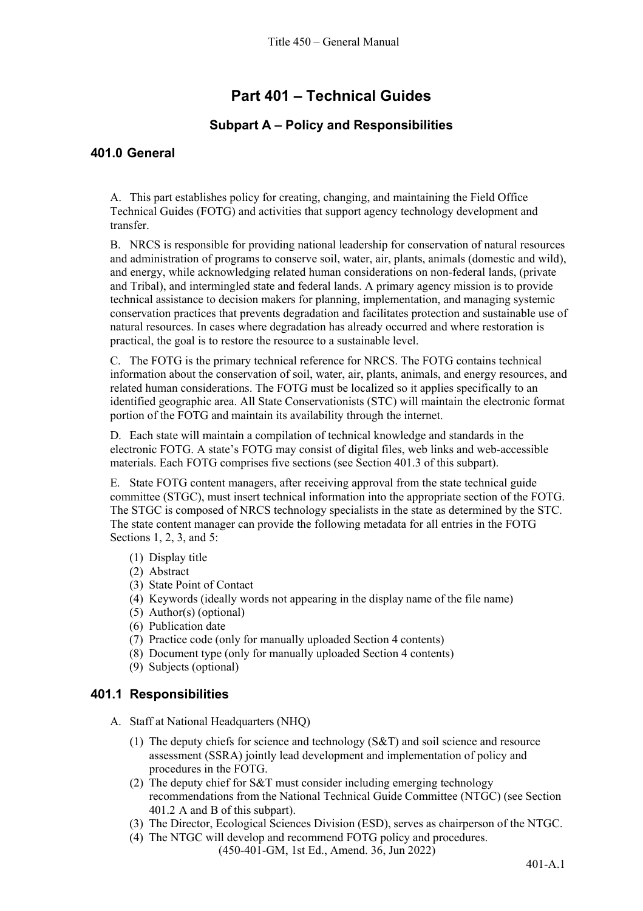# Part 401 – Technical Guides

## Subpart A – Policy and Responsibilities

### 401.0 General

A. This part establishes policy for creating, changing, and maintaining the Field Office Technical Guides (FOTG) and activities that support agency technology development and transfer.

B. NRCS is responsible for providing national leadership for conservation of natural resources and administration of programs to conserve soil, water, air, plants, animals (domestic and wild), and energy, while acknowledging related human considerations on non-federal lands, (private and Tribal), and intermingled state and federal lands. A primary agency mission is to provide technical assistance to decision makers for planning, implementation, and managing systemic conservation practices that prevents degradation and facilitates protection and sustainable use of natural resources. In cases where degradation has already occurred and where restoration is practical, the goal is to restore the resource to a sustainable level.

C. The FOTG is the primary technical reference for NRCS. The FOTG contains technical information about the conservation of soil, water, air, plants, animals, and energy resources, and related human considerations. The FOTG must be localized so it applies specifically to an identified geographic area. All State Conservationists (STC) will maintain the electronic format portion of the FOTG and maintain its availability through the internet.

D. Each state will maintain a compilation of technical knowledge and standards in the electronic FOTG. A state's FOTG may consist of digital files, web links and web-accessible materials. Each FOTG comprises five sections (see Section 401.3 of this subpart).

E. State FOTG content managers, after receiving approval from the state technical guide committee (STGC), must insert technical information into the appropriate section of the FOTG. The STGC is composed of NRCS technology specialists in the state as determined by the STC. The state content manager can provide the following metadata for all entries in the FOTG Sections 1, 2, 3, and 5:

(1) Display title
(2) Abstract
(3) State Point of Contact
(4) Keywords (ideally words not appearing in the display name of the file name)
(5) Author(s) (optional)
(6) Publication date
(7) Practice code (only for manually uploaded Section 4 contents)
(8) Document type (only for manually uploaded Section 4 contents)
(9) Subjects (optional)

### 401.1 Responsibilities

A. Staff at National Headquarters (NHQ)

(1) The deputy chiefs for science and technology (S&T) and soil science and resource assessment (SSRA) jointly lead development and implementation of policy and procedures in the FOTG.
(2) The deputy chief for S&T must consider including emerging technology recommendations from the National Technical Guide Committee (NTGC) (see Section 401.2 A and B of this subpart).
(3) The Director, Ecological Sciences Division (ESD), serves as chairperson of the NTGC.
(4) The NTGC will develop and recommend FOTG policy and procedures.

(450-401-GM, 1st Ed., Amend. 36, Jun 2022)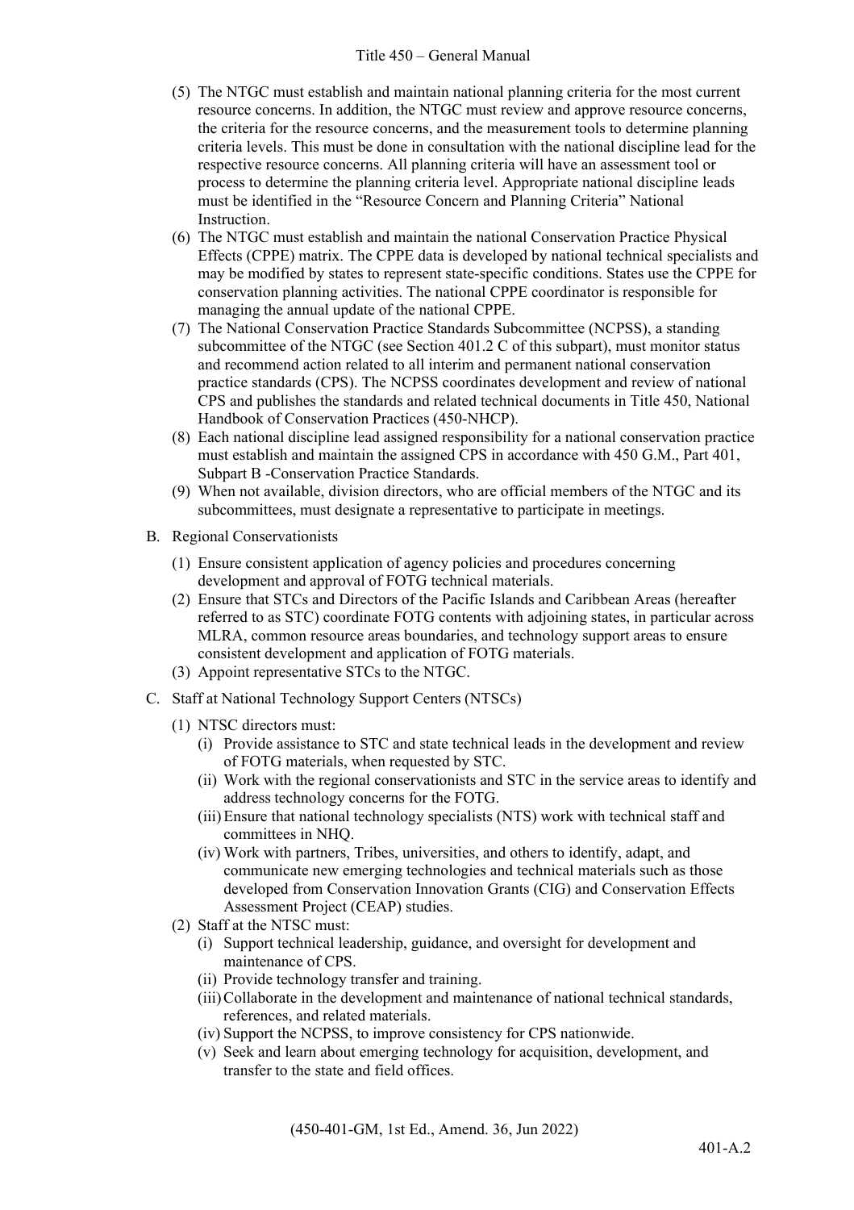(5) The NTGC must establish and maintain national planning criteria for the most current resource concerns. In addition, the NTGC must review and approve resource concerns, the criteria for the resource concerns, and the measurement tools to determine planning criteria levels. This must be done in consultation with the national discipline lead for the respective resource concerns. All planning criteria will have an assessment tool or process to determine the planning criteria level. Appropriate national discipline leads must be identified in the "Resource Concern and Planning Criteria" National Instruction.

(6) The NTGC must establish and maintain the national Conservation Practice Physical Effects (CPPE) matrix. The CPPE data is developed by national technical specialists and may be modified by states to represent state-specific conditions. States use the CPPE for conservation planning activities. The national CPPE coordinator is responsible for managing the annual update of the national CPPE.

(7) The National Conservation Practice Standards Subcommittee (NCPSS), a standing subcommittee of the NTGC (see Section 401.2 C of this subpart), must monitor status and recommend action related to all interim and permanent national conservation practice standards (CPS). The NCPSS coordinates development and review of national CPS and publishes the standards and related technical documents in Title 450, National Handbook of Conservation Practices (450-NHCP).

(8) Each national discipline lead assigned responsibility for a national conservation practice must establish and maintain the assigned CPS in accordance with 450 G.M., Part 401, Subpart B -Conservation Practice Standards.

(9) When not available, division directors, who are official members of the NTGC and its subcommittees, must designate a representative to participate in meetings.

B. Regional Conservationists

(1) Ensure consistent application of agency policies and procedures concerning development and approval of FOTG technical materials.

(2) Ensure that STCs and Directors of the Pacific Islands and Caribbean Areas (hereafter referred to as STC) coordinate FOTG contents with adjoining states, in particular across MLRA, common resource areas boundaries, and technology support areas to ensure consistent development and application of FOTG materials.

(3) Appoint representative STCs to the NTGC.

C. Staff at National Technology Support Centers (NTSCs)

(1) NTSC directors must:

(i) Provide assistance to STC and state technical leads in the development and review of FOTG materials, when requested by STC.

(ii) Work with the regional conservationists and STC in the service areas to identify and address technology concerns for the FOTG.

(iii) Ensure that national technology specialists (NTS) work with technical staff and committees in NHQ.

(iv) Work with partners, Tribes, universities, and others to identify, adapt, and communicate new emerging technologies and technical materials such as those developed from Conservation Innovation Grants (CIG) and Conservation Effects Assessment Project (CEAP) studies.

(2) Staff at the NTSC must:

(i) Support technical leadership, guidance, and oversight for development and maintenance of CPS.

(ii) Provide technology transfer and training.

(iii) Collaborate in the development and maintenance of national technical standards, references, and related materials.

(iv) Support the NCPSS, to improve consistency for CPS nationwide.

(v) Seek and learn about emerging technology for acquisition, development, and transfer to the state and field offices.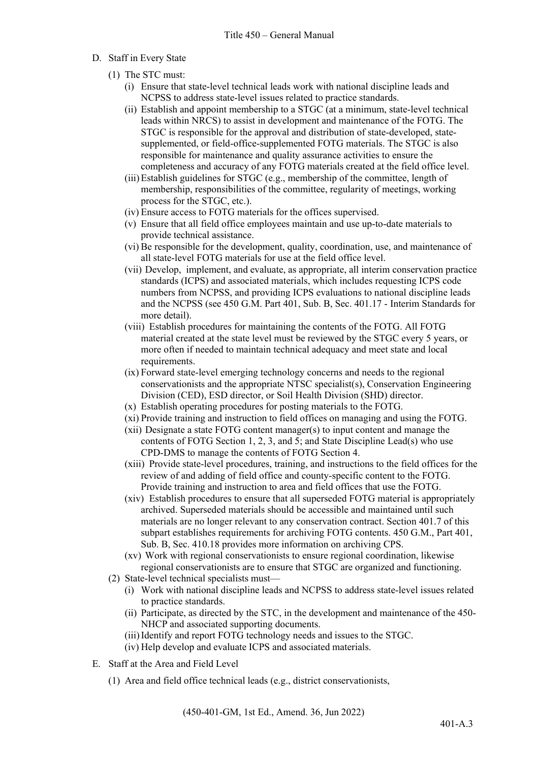D. Staff in Every State

(1) The STC must:

(i) Ensure that state-level technical leads work with national discipline leads and NCPSS to address state-level issues related to practice standards.

(ii) Establish and appoint membership to a STGC (at a minimum, state-level technical leads within NRCS) to assist in development and maintenance of the FOTG. The STGC is responsible for the approval and distribution of state-developed, state-supplemented, or field-office-supplemented FOTG materials. The STGC is also responsible for maintenance and quality assurance activities to ensure the completeness and accuracy of any FOTG materials created at the field office level.

(iii) Establish guidelines for STGC (e.g., membership of the committee, length of membership, responsibilities of the committee, regularity of meetings, working process for the STGC, etc.).

(iv) Ensure access to FOTG materials for the offices supervised.

(v) Ensure that all field office employees maintain and use up-to-date materials to provide technical assistance.

(vi) Be responsible for the development, quality, coordination, use, and maintenance of all state-level FOTG materials for use at the field office level.

(vii) Develop, implement, and evaluate, as appropriate, all interim conservation practice standards (ICPS) and associated materials, which includes requesting ICPS code numbers from NCPSS, and providing ICPS evaluations to national discipline leads and the NCPSS (see 450 G.M. Part 401, Sub. B, Sec. 401.17 - Interim Standards for more detail).

(viii) Establish procedures for maintaining the contents of the FOTG. All FOTG material created at the state level must be reviewed by the STGC every 5 years, or more often if needed to maintain technical adequacy and meet state and local requirements.

(ix) Forward state-level emerging technology concerns and needs to the regional conservationists and the appropriate NTSC specialist(s), Conservation Engineering Division (CED), ESD director, or Soil Health Division (SHD) director.

(x) Establish operating procedures for posting materials to the FOTG.

(xi) Provide training and instruction to field offices on managing and using the FOTG.

(xii) Designate a state FOTG content manager(s) to input content and manage the contents of FOTG Section 1, 2, 3, and 5; and State Discipline Lead(s) who use CPD-DMS to manage the contents of FOTG Section 4.

(xiii) Provide state-level procedures, training, and instructions to the field offices for the review of and adding of field office and county-specific content to the FOTG. Provide training and instruction to area and field offices that use the FOTG.

(xiv) Establish procedures to ensure that all superseded FOTG material is appropriately archived. Superseded materials should be accessible and maintained until such materials are no longer relevant to any conservation contract. Section 401.7 of this subpart establishes requirements for archiving FOTG contents. 450 G.M., Part 401, Sub. B, Sec. 410.18 provides more information on archiving CPS.

(xv) Work with regional conservationists to ensure regional coordination, likewise regional conservationists are to ensure that STGC are organized and functioning.

(2) State-level technical specialists must—

(i) Work with national discipline leads and NCPSS to address state-level issues related to practice standards.

(ii) Participate, as directed by the STC, in the development and maintenance of the 450-NHCP and associated supporting documents.

(iii) Identify and report FOTG technology needs and issues to the STGC.

(iv) Help develop and evaluate ICPS and associated materials.

E. Staff at the Area and Field Level

(1) Area and field office technical leads (e.g., district conservationists,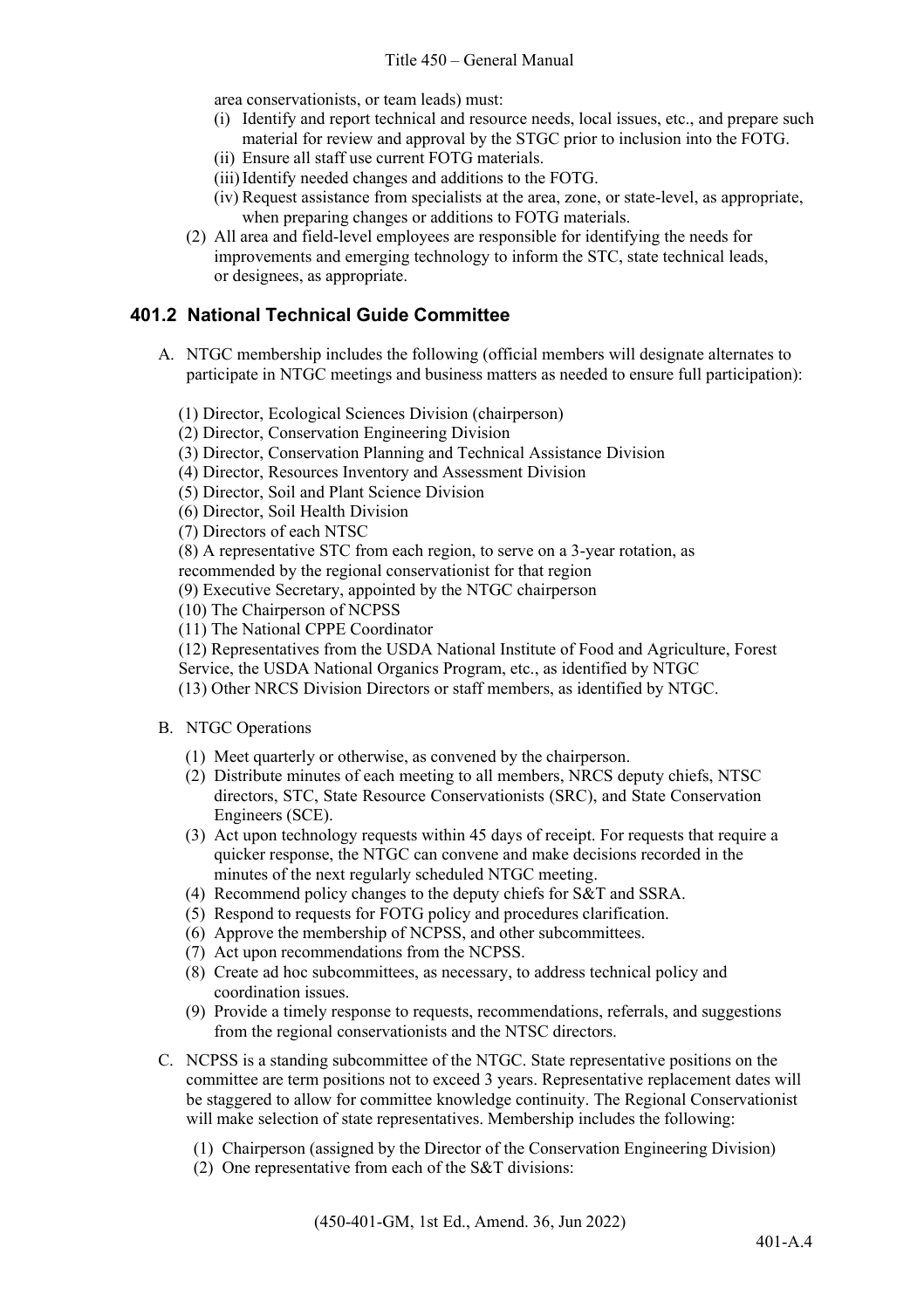area conservationists, or team leads) must:

(i) Identify and report technical and resource needs, local issues, etc., and prepare such material for review and approval by the STGC prior to inclusion into the FOTG.
(ii) Ensure all staff use current FOTG materials.
(iii) Identify needed changes and additions to the FOTG.
(iv) Request assistance from specialists at the area, zone, or state-level, as appropriate, when preparing changes or additions to FOTG materials.

(2) All area and field-level employees are responsible for identifying the needs for improvements and emerging technology to inform the STC, state technical leads, or designees, as appropriate.

## 401.2 National Technical Guide Committee

A. NTGC membership includes the following (official members will designate alternates to participate in NTGC meetings and business matters as needed to ensure full participation):

(1) Director, Ecological Sciences Division (chairperson)
(2) Director, Conservation Engineering Division
(3) Director, Conservation Planning and Technical Assistance Division
(4) Director, Resources Inventory and Assessment Division
(5) Director, Soil and Plant Science Division
(6) Director, Soil Health Division
(7) Directors of each NTSC
(8) A representative STC from each region, to serve on a 3-year rotation, as recommended by the regional conservationist for that region
(9) Executive Secretary, appointed by the NTGC chairperson
(10) The Chairperson of NCPSS
(11) The National CPPE Coordinator
(12) Representatives from the USDA National Institute of Food and Agriculture, Forest Service, the USDA National Organics Program, etc., as identified by NTGC
(13) Other NRCS Division Directors or staff members, as identified by NTGC.

B. NTGC Operations

(1) Meet quarterly or otherwise, as convened by the chairperson.
(2) Distribute minutes of each meeting to all members, NRCS deputy chiefs, NTSC directors, STC, State Resource Conservationists (SRC), and State Conservation Engineers (SCE).
(3) Act upon technology requests within 45 days of receipt. For requests that require a quicker response, the NTGC can convene and make decisions recorded in the minutes of the next regularly scheduled NTGC meeting.
(4) Recommend policy changes to the deputy chiefs for S&T and SSRA.
(5) Respond to requests for FOTG policy and procedures clarification.
(6) Approve the membership of NCPSS, and other subcommittees.
(7) Act upon recommendations from the NCPSS.
(8) Create ad hoc subcommittees, as necessary, to address technical policy and coordination issues.
(9) Provide a timely response to requests, recommendations, referrals, and suggestions from the regional conservationists and the NTSC directors.

C. NCPSS is a standing subcommittee of the NTGC. State representative positions on the committee are term positions not to exceed 3 years. Representative replacement dates will be staggered to allow for committee knowledge continuity. The Regional Conservationist will make selection of state representatives. Membership includes the following:

(1) Chairperson (assigned by the Director of the Conservation Engineering Division)
(2) One representative from each of the S&T divisions: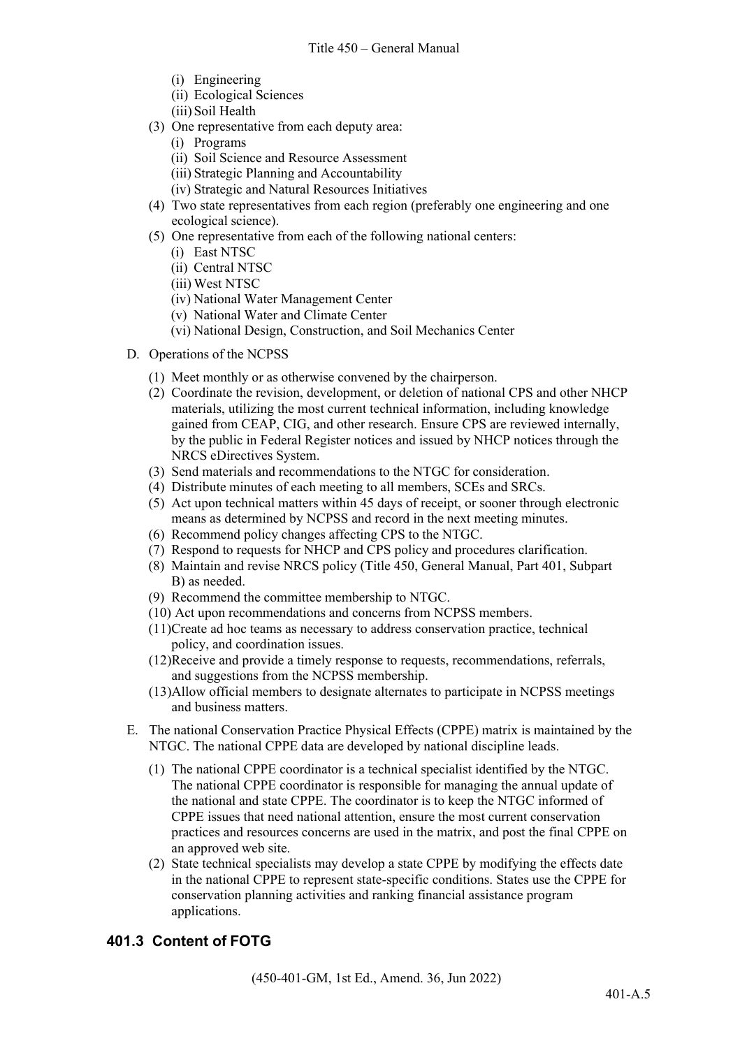(i) Engineering
(ii) Ecological Sciences
(iii) Soil Health

(3) One representative from each deputy area:
(i) Programs
(ii) Soil Science and Resource Assessment
(iii) Strategic Planning and Accountability
(iv) Strategic and Natural Resources Initiatives

(4) Two state representatives from each region (preferably one engineering and one ecological science).

(5) One representative from each of the following national centers:
(i) East NTSC
(ii) Central NTSC
(iii) West NTSC
(iv) National Water Management Center
(v) National Water and Climate Center
(vi) National Design, Construction, and Soil Mechanics Center

D. Operations of the NCPSS

(1) Meet monthly or as otherwise convened by the chairperson.
(2) Coordinate the revision, development, or deletion of national CPS and other NHCP materials, utilizing the most current technical information, including knowledge gained from CEAP, CIG, and other research. Ensure CPS are reviewed internally, by the public in Federal Register notices and issued by NHCP notices through the NRCS eDirectives System.
(3) Send materials and recommendations to the NTGC for consideration.
(4) Distribute minutes of each meeting to all members, SCEs and SRCs.
(5) Act upon technical matters within 45 days of receipt, or sooner through electronic means as determined by NCPSS and record in the next meeting minutes.
(6) Recommend policy changes affecting CPS to the NTGC.
(7) Respond to requests for NHCP and CPS policy and procedures clarification.
(8) Maintain and revise NRCS policy (Title 450, General Manual, Part 401, Subpart B) as needed.
(9) Recommend the committee membership to NTGC.
(10) Act upon recommendations and concerns from NCPSS members.
(11) Create ad hoc teams as necessary to address conservation practice, technical policy, and coordination issues.
(12) Receive and provide a timely response to requests, recommendations, referrals, and suggestions from the NCPSS membership.
(13) Allow official members to designate alternates to participate in NCPSS meetings and business matters.

E. The national Conservation Practice Physical Effects (CPPE) matrix is maintained by the NTGC. The national CPPE data are developed by national discipline leads.

(1) The national CPPE coordinator is a technical specialist identified by the NTGC. The national CPPE coordinator is responsible for managing the annual update of the national and state CPPE. The coordinator is to keep the NTGC informed of CPPE issues that need national attention, ensure the most current conservation practices and resources concerns are used in the matrix, and post the final CPPE on an approved web site.
(2) State technical specialists may develop a state CPPE by modifying the effects date in the national CPPE to represent state-specific conditions. States use the CPPE for conservation planning activities and ranking financial assistance program applications.

## 401.3 Content of FOTG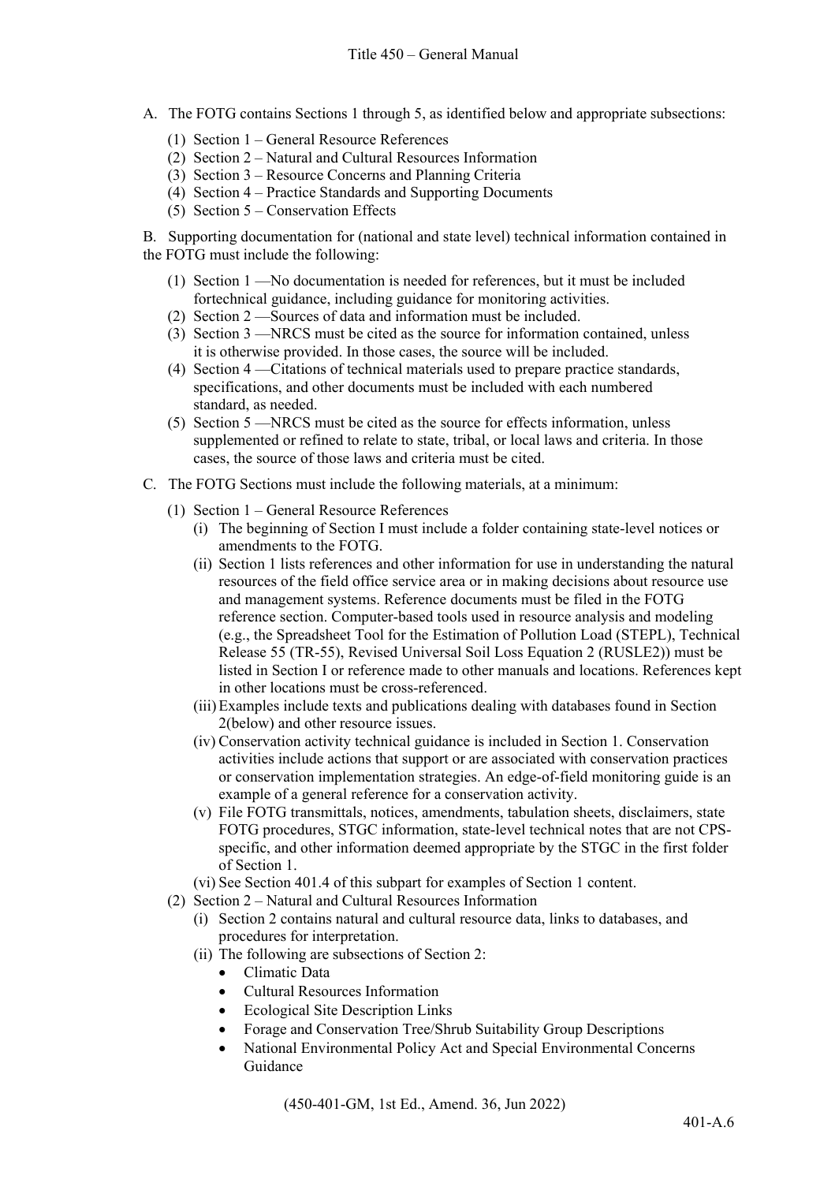A. The FOTG contains Sections 1 through 5, as identified below and appropriate subsections:

(1) Section 1 – General Resource References
(2) Section 2 – Natural and Cultural Resources Information
(3) Section 3 – Resource Concerns and Planning Criteria
(4) Section 4 – Practice Standards and Supporting Documents
(5) Section 5 – Conservation Effects

B. Supporting documentation for (national and state level) technical information contained in the FOTG must include the following:

(1) Section 1 —No documentation is needed for references, but it must be included fortechnical guidance, including guidance for monitoring activities.
(2) Section 2 —Sources of data and information must be included.
(3) Section 3 —NRCS must be cited as the source for information contained, unless it is otherwise provided. In those cases, the source will be included.
(4) Section 4 —Citations of technical materials used to prepare practice standards, specifications, and other documents must be included with each numbered standard, as needed.
(5) Section 5 —NRCS must be cited as the source for effects information, unless supplemented or refined to relate to state, tribal, or local laws and criteria. In those cases, the source of those laws and criteria must be cited.

C. The FOTG Sections must include the following materials, at a minimum:

(1) Section 1 – General Resource References
   (i) The beginning of Section I must include a folder containing state-level notices or amendments to the FOTG.
   (ii) Section 1 lists references and other information for use in understanding the natural resources of the field office service area or in making decisions about resource use and management systems. Reference documents must be filed in the FOTG reference section. Computer-based tools used in resource analysis and modeling (e.g., the Spreadsheet Tool for the Estimation of Pollution Load (STEPL), Technical Release 55 (TR-55), Revised Universal Soil Loss Equation 2 (RUSLE2)) must be listed in Section I or reference made to other manuals and locations. References kept in other locations must be cross-referenced.
   (iii) Examples include texts and publications dealing with databases found in Section 2(below) and other resource issues.
   (iv) Conservation activity technical guidance is included in Section 1. Conservation activities include actions that support or are associated with conservation practices or conservation implementation strategies. An edge-of-field monitoring guide is an example of a general reference for a conservation activity.
   (v) File FOTG transmittals, notices, amendments, tabulation sheets, disclaimers, state FOTG procedures, STGC information, state-level technical notes that are not CPS-specific, and other information deemed appropriate by the STGC in the first folder of Section 1.
   (vi) See Section 401.4 of this subpart for examples of Section 1 content.
(2) Section 2 – Natural and Cultural Resources Information
   (i) Section 2 contains natural and cultural resource data, links to databases, and procedures for interpretation.
   (ii) The following are subsections of Section 2:
      - Climatic Data
      - Cultural Resources Information
      - Ecological Site Description Links
      - Forage and Conservation Tree/Shrub Suitability Group Descriptions
      - National Environmental Policy Act and Special Environmental Concerns Guidance

(450-401-GM, 1st Ed., Amend. 36, Jun 2022)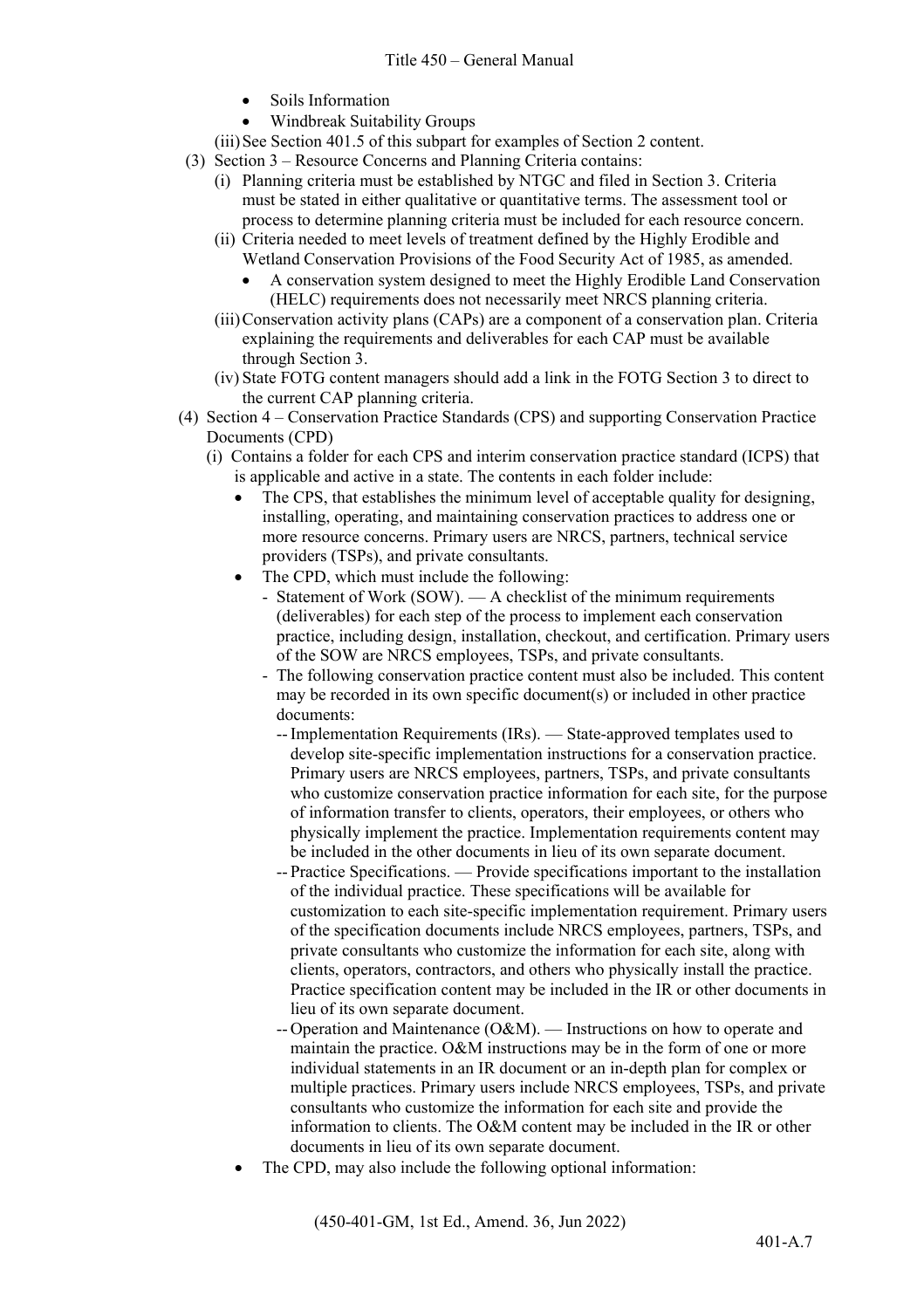- Soils Information
- Windbreak Suitability Groups

(iii) See Section 401.5 of this subpart for examples of Section 2 content.

(3) Section 3 – Resource Concerns and Planning Criteria contains:

(i) Planning criteria must be established by NTGC and filed in Section 3. Criteria must be stated in either qualitative or quantitative terms. The assessment tool or process to determine planning criteria must be included for each resource concern.

(ii) Criteria needed to meet levels of treatment defined by the Highly Erodible and Wetland Conservation Provisions of the Food Security Act of 1985, as amended.

- A conservation system designed to meet the Highly Erodible Land Conservation (HELC) requirements does not necessarily meet NRCS planning criteria.

(iii) Conservation activity plans (CAPs) are a component of a conservation plan. Criteria explaining the requirements and deliverables for each CAP must be available through Section 3.

(iv) State FOTG content managers should add a link in the FOTG Section 3 to direct to the current CAP planning criteria.

(4) Section 4 – Conservation Practice Standards (CPS) and supporting Conservation Practice Documents (CPD)

(i) Contains a folder for each CPS and interim conservation practice standard (ICPS) that is applicable and active in a state. The contents in each folder include:

- The CPS, that establishes the minimum level of acceptable quality for designing, installing, operating, and maintaining conservation practices to address one or more resource concerns. Primary users are NRCS, partners, technical service providers (TSPs), and private consultants.
- The CPD, which must include the following:
  - Statement of Work (SOW). — A checklist of the minimum requirements (deliverables) for each step of the process to implement each conservation practice, including design, installation, checkout, and certification. Primary users of the SOW are NRCS employees, TSPs, and private consultants.
  - The following conservation practice content must also be included. This content may be recorded in its own specific document(s) or included in other practice documents:
    - Implementation Requirements (IRs). — State-approved templates used to develop site-specific implementation instructions for a conservation practice. Primary users are NRCS employees, partners, TSPs, and private consultants who customize conservation practice information for each site, for the purpose of information transfer to clients, operators, their employees, or others who physically implement the practice. Implementation requirements content may be included in the other documents in lieu of its own separate document.
    - Practice Specifications. — Provide specifications important to the installation of the individual practice. These specifications will be available for customization to each site-specific implementation requirement. Primary users of the specification documents include NRCS employees, partners, TSPs, and private consultants who customize the information for each site, along with clients, operators, contractors, and others who physically install the practice. Practice specification content may be included in the IR or other documents in lieu of its own separate document.
    - Operation and Maintenance (O&M). — Instructions on how to operate and maintain the practice. O&M instructions may be in the form of one or more individual statements in an IR document or an in-depth plan for complex or multiple practices. Primary users include NRCS employees, TSPs, and private consultants who customize the information for each site and provide the information to clients. The O&M content may be included in the IR or other documents in lieu of its own separate document.
- The CPD, may also include the following optional information: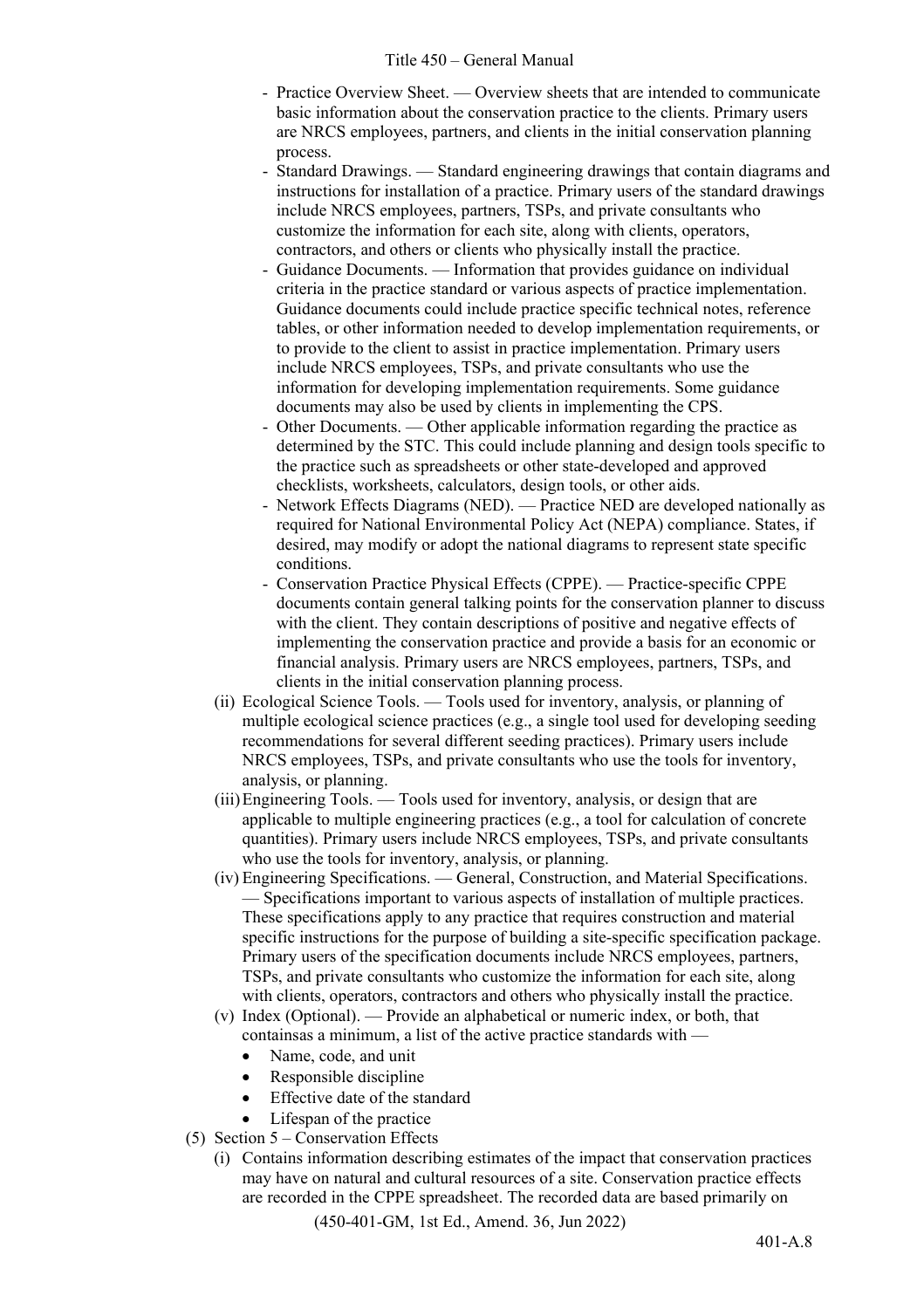- Practice Overview Sheet. — Overview sheets that are intended to communicate basic information about the conservation practice to the clients. Primary users are NRCS employees, partners, and clients in the initial conservation planning process.
- Standard Drawings. — Standard engineering drawings that contain diagrams and instructions for installation of a practice. Primary users of the standard drawings include NRCS employees, partners, TSPs, and private consultants who customize the information for each site, along with clients, operators, contractors, and others or clients who physically install the practice.
- Guidance Documents. — Information that provides guidance on individual criteria in the practice standard or various aspects of practice implementation. Guidance documents could include practice specific technical notes, reference tables, or other information needed to develop implementation requirements, or to provide to the client to assist in practice implementation. Primary users include NRCS employees, TSPs, and private consultants who use the information for developing implementation requirements. Some guidance documents may also be used by clients in implementing the CPS.
- Other Documents. — Other applicable information regarding the practice as determined by the STC. This could include planning and design tools specific to the practice such as spreadsheets or other state-developed and approved checklists, worksheets, calculators, design tools, or other aids.
- Network Effects Diagrams (NED). — Practice NED are developed nationally as required for National Environmental Policy Act (NEPA) compliance. States, if desired, may modify or adopt the national diagrams to represent state specific conditions.
- Conservation Practice Physical Effects (CPPE). — Practice-specific CPPE documents contain general talking points for the conservation planner to discuss with the client. They contain descriptions of positive and negative effects of implementing the conservation practice and provide a basis for an economic or financial analysis. Primary users are NRCS employees, partners, TSPs, and clients in the initial conservation planning process.

(ii) Ecological Science Tools. — Tools used for inventory, analysis, or planning of multiple ecological science practices (e.g., a single tool used for developing seeding recommendations for several different seeding practices). Primary users include NRCS employees, TSPs, and private consultants who use the tools for inventory, analysis, or planning.

(iii) Engineering Tools. — Tools used for inventory, analysis, or design that are applicable to multiple engineering practices (e.g., a tool for calculation of concrete quantities). Primary users include NRCS employees, TSPs, and private consultants who use the tools for inventory, analysis, or planning.

(iv) Engineering Specifications. — General, Construction, and Material Specifications. — Specifications important to various aspects of installation of multiple practices. These specifications apply to any practice that requires construction and material specific instructions for the purpose of building a site-specific specification package. Primary users of the specification documents include NRCS employees, partners, TSPs, and private consultants who customize the information for each site, along with clients, operators, contractors and others who physically install the practice.

(v) Index (Optional). — Provide an alphabetical or numeric index, or both, that containsas a minimum, a list of the active practice standards with —

- Name, code, and unit
- Responsible discipline
- Effective date of the standard
- Lifespan of the practice

(5) Section 5 – Conservation Effects

(i) Contains information describing estimates of the impact that conservation practices may have on natural and cultural resources of a site. Conservation practice effects are recorded in the CPPE spreadsheet. The recorded data are based primarily on

(450-401-GM, 1st Ed., Amend. 36, Jun 2022)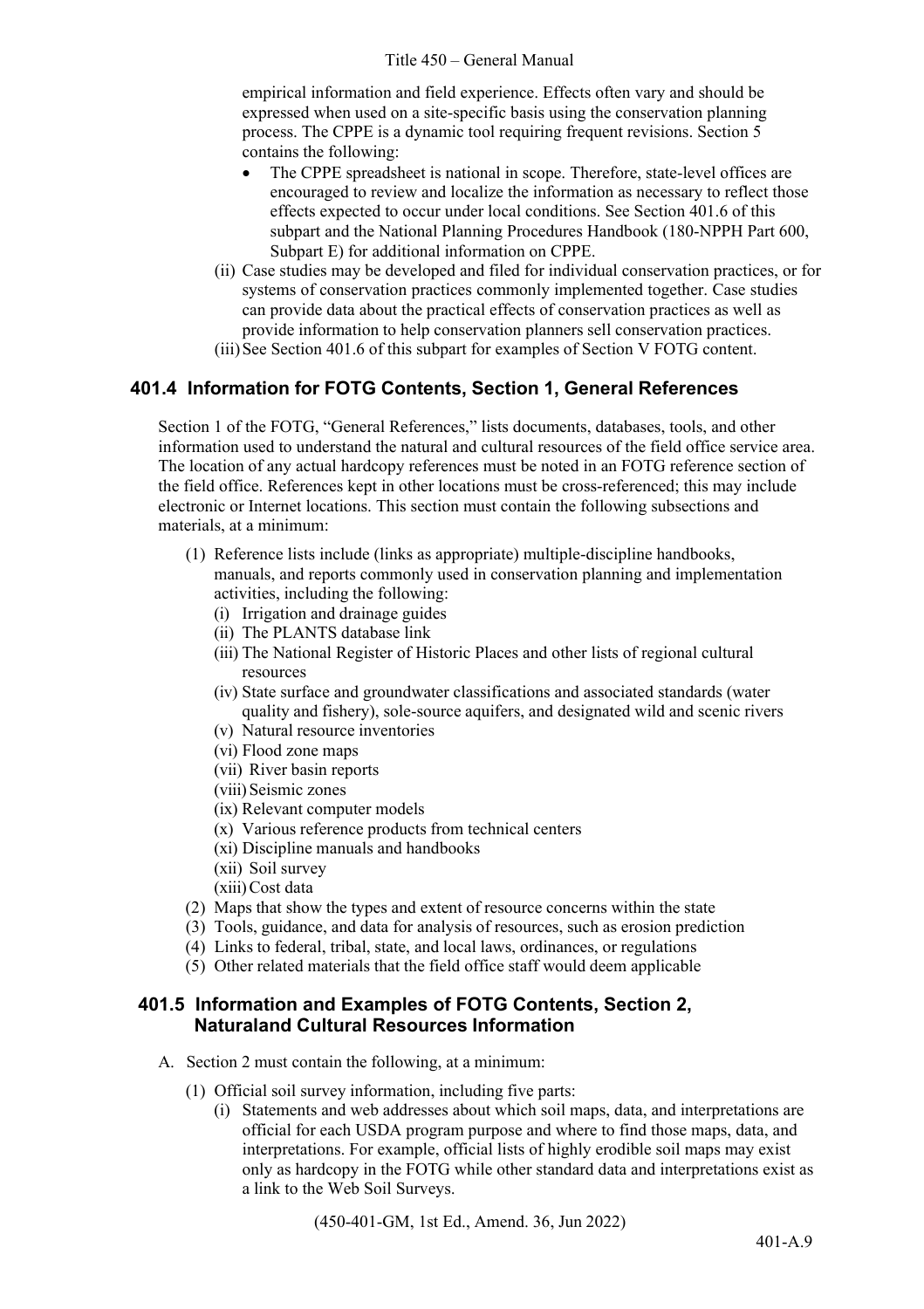empirical information and field experience. Effects often vary and should be expressed when used on a site-specific basis using the conservation planning process. The CPPE is a dynamic tool requiring frequent revisions. Section 5 contains the following:

- The CPPE spreadsheet is national in scope. Therefore, state-level offices are encouraged to review and localize the information as necessary to reflect those effects expected to occur under local conditions. See Section 401.6 of this subpart and the National Planning Procedures Handbook (180-NPPH Part 600, Subpart E) for additional information on CPPE.

(ii) Case studies may be developed and filed for individual conservation practices, or for systems of conservation practices commonly implemented together. Case studies can provide data about the practical effects of conservation practices as well as provide information to help conservation planners sell conservation practices.

(iii) See Section 401.6 of this subpart for examples of Section V FOTG content.

## 401.4 Information for FOTG Contents, Section 1, General References

Section 1 of the FOTG, "General References," lists documents, databases, tools, and other information used to understand the natural and cultural resources of the field office service area. The location of any actual hardcopy references must be noted in an FOTG reference section of the field office. References kept in other locations must be cross-referenced; this may include electronic or Internet locations. This section must contain the following subsections and materials, at a minimum:

(1) Reference lists include (links as appropriate) multiple-discipline handbooks, manuals, and reports commonly used in conservation planning and implementation activities, including the following:
   - (i) Irrigation and drainage guides
   - (ii) The PLANTS database link
   - (iii) The National Register of Historic Places and other lists of regional cultural resources
   - (iv) State surface and groundwater classifications and associated standards (water quality and fishery), sole-source aquifers, and designated wild and scenic rivers
   - (v) Natural resource inventories
   - (vi) Flood zone maps
   - (vii) River basin reports
   - (viii) Seismic zones
   - (ix) Relevant computer models
   - (x) Various reference products from technical centers
   - (xi) Discipline manuals and handbooks
   - (xii) Soil survey
   - (xiii) Cost data

(2) Maps that show the types and extent of resource concerns within the state

(3) Tools, guidance, and data for analysis of resources, such as erosion prediction

(4) Links to federal, tribal, state, and local laws, ordinances, or regulations

(5) Other related materials that the field office staff would deem applicable

## 401.5 Information and Examples of FOTG Contents, Section 2, Naturaland Cultural Resources Information

A. Section 2 must contain the following, at a minimum:

(1) Official soil survey information, including five parts:
   - (i) Statements and web addresses about which soil maps, data, and interpretations are official for each USDA program purpose and where to find those maps, data, and interpretations. For example, official lists of highly erodible soil maps may exist only as hardcopy in the FOTG while other standard data and interpretations exist as a link to the Web Soil Surveys.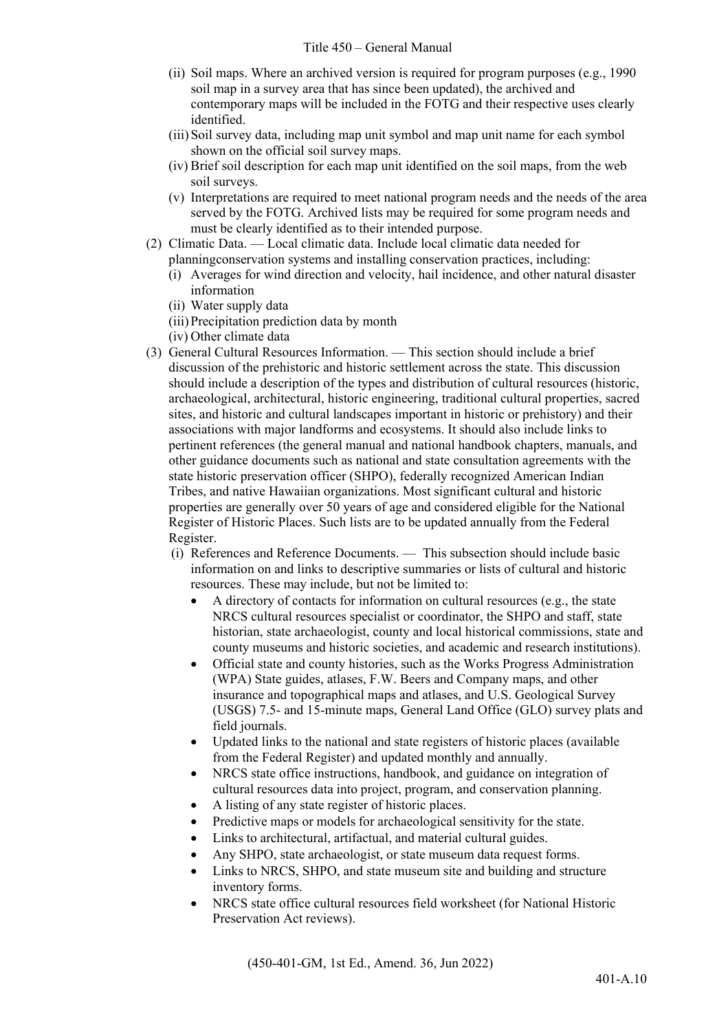(ii) Soil maps. Where an archived version is required for program purposes (e.g., 1990 soil map in a survey area that has since been updated), the archived and contemporary maps will be included in the FOTG and their respective uses clearly identified.

(iii) Soil survey data, including map unit symbol and map unit name for each symbol shown on the official soil survey maps.

(iv) Brief soil description for each map unit identified on the soil maps, from the web soil surveys.

(v) Interpretations are required to meet national program needs and the needs of the area served by the FOTG. Archived lists may be required for some program needs and must be clearly identified as to their intended purpose.

(2) Climatic Data. — Local climatic data. Include local climatic data needed for planningconservation systems and installing conservation practices, including:

(i) Averages for wind direction and velocity, hail incidence, and other natural disaster information

(ii) Water supply data

(iii) Precipitation prediction data by month

(iv) Other climate data

(3) General Cultural Resources Information. — This section should include a brief discussion of the prehistoric and historic settlement across the state. This discussion should include a description of the types and distribution of cultural resources (historic, archaeological, architectural, historic engineering, traditional cultural properties, sacred sites, and historic and cultural landscapes important in historic or prehistory) and their associations with major landforms and ecosystems. It should also include links to pertinent references (the general manual and national handbook chapters, manuals, and other guidance documents such as national and state consultation agreements with the state historic preservation officer (SHPO), federally recognized American Indian Tribes, and native Hawaiian organizations. Most significant cultural and historic properties are generally over 50 years of age and considered eligible for the National Register of Historic Places. Such lists are to be updated annually from the Federal Register.

(i) References and Reference Documents. — This subsection should include basic information on and links to descriptive summaries or lists of cultural and historic resources. These may include, but not be limited to:

- A directory of contacts for information on cultural resources (e.g., the state NRCS cultural resources specialist or coordinator, the SHPO and staff, state historian, state archaeologist, county and local historical commissions, state and county museums and historic societies, and academic and research institutions).
- Official state and county histories, such as the Works Progress Administration (WPA) State guides, atlases, F.W. Beers and Company maps, and other insurance and topographical maps and atlases, and U.S. Geological Survey (USGS) 7.5- and 15-minute maps, General Land Office (GLO) survey plats and field journals.
- Updated links to the national and state registers of historic places (available from the Federal Register) and updated monthly and annually.
- NRCS state office instructions, handbook, and guidance on integration of cultural resources data into project, program, and conservation planning.
- A listing of any state register of historic places.
- Predictive maps or models for archaeological sensitivity for the state.
- Links to architectural, artifactual, and material cultural guides.
- Any SHPO, state archaeologist, or state museum data request forms.
- Links to NRCS, SHPO, and state museum site and building and structure inventory forms.
- NRCS state office cultural resources field worksheet (for National Historic Preservation Act reviews).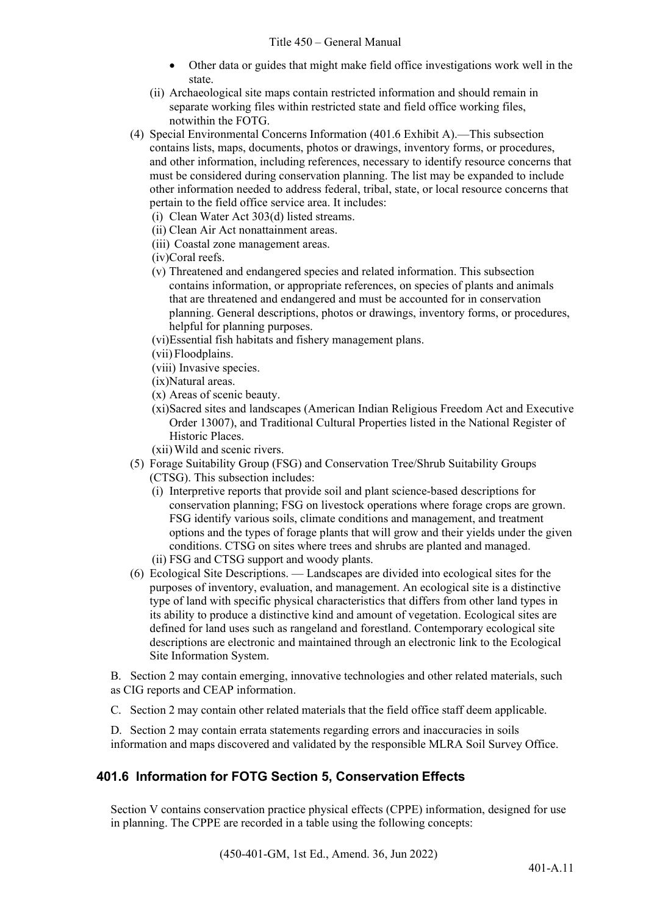- Other data or guides that might make field office investigations work well in the state.

(ii) Archaeological site maps contain restricted information and should remain in separate working files within restricted state and field office working files, notwithin the FOTG.

(4) Special Environmental Concerns Information (401.6 Exhibit A).—This subsection contains lists, maps, documents, photos or drawings, inventory forms, or procedures, and other information, including references, necessary to identify resource concerns that must be considered during conservation planning. The list may be expanded to include other information needed to address federal, tribal, state, or local resource concerns that pertain to the field office service area. It includes:

(i) Clean Water Act 303(d) listed streams.

(ii) Clean Air Act nonattainment areas.

(iii) Coastal zone management areas.

(iv)Coral reefs.

(v) Threatened and endangered species and related information. This subsection contains information, or appropriate references, on species of plants and animals that are threatened and endangered and must be accounted for in conservation planning. General descriptions, photos or drawings, inventory forms, or procedures, helpful for planning purposes.

(vi)Essential fish habitats and fishery management plans.

(vii) Floodplains.

(viii) Invasive species.

(ix)Natural areas.

(x) Areas of scenic beauty.

(xi)Sacred sites and landscapes (American Indian Religious Freedom Act and Executive Order 13007), and Traditional Cultural Properties listed in the National Register of Historic Places.

(xii) Wild and scenic rivers.

(5) Forage Suitability Group (FSG) and Conservation Tree/Shrub Suitability Groups (CTSG). This subsection includes:

(i) Interpretive reports that provide soil and plant science-based descriptions for conservation planning; FSG on livestock operations where forage crops are grown. FSG identify various soils, climate conditions and management, and treatment options and the types of forage plants that will grow and their yields under the given conditions. CTSG on sites where trees and shrubs are planted and managed.

(ii) FSG and CTSG support and woody plants.

(6) Ecological Site Descriptions. — Landscapes are divided into ecological sites for the purposes of inventory, evaluation, and management. An ecological site is a distinctive type of land with specific physical characteristics that differs from other land types in its ability to produce a distinctive kind and amount of vegetation. Ecological sites are defined for land uses such as rangeland and forestland. Contemporary ecological site descriptions are electronic and maintained through an electronic link to the Ecological Site Information System.

B. Section 2 may contain emerging, innovative technologies and other related materials, such as CIG reports and CEAP information.

C. Section 2 may contain other related materials that the field office staff deem applicable.

D. Section 2 may contain errata statements regarding errors and inaccuracies in soils information and maps discovered and validated by the responsible MLRA Soil Survey Office.

## 401.6 Information for FOTG Section 5, Conservation Effects

Section V contains conservation practice physical effects (CPPE) information, designed for use in planning. The CPPE are recorded in a table using the following concepts: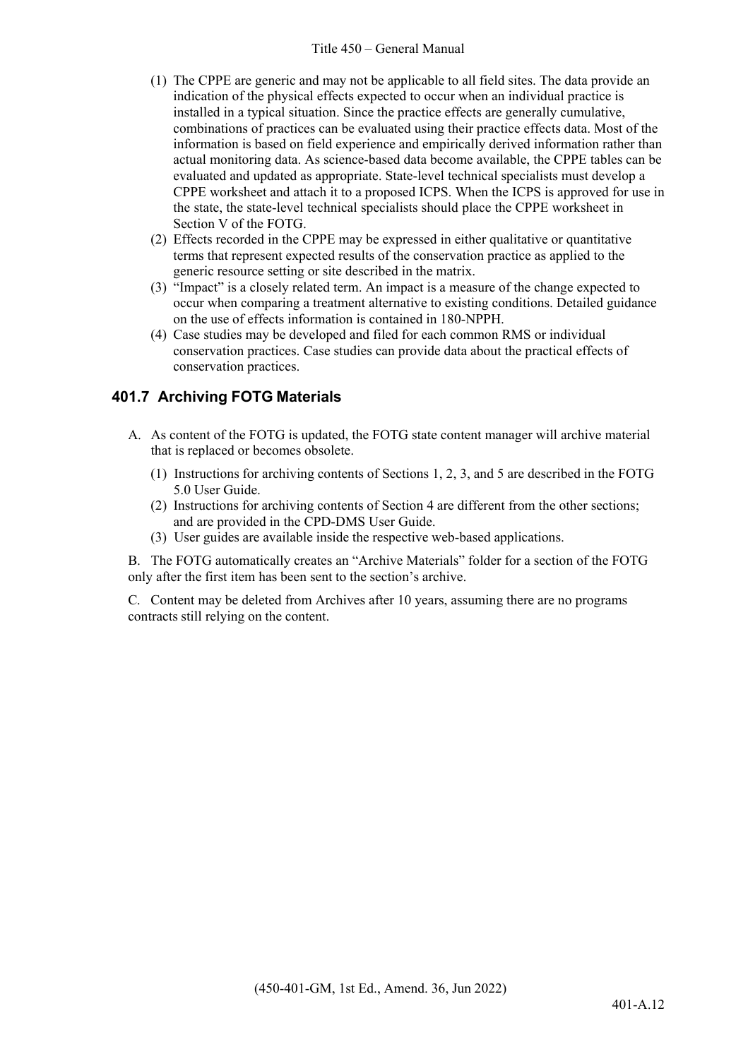(1) The CPPE are generic and may not be applicable to all field sites. The data provide an indication of the physical effects expected to occur when an individual practice is installed in a typical situation. Since the practice effects are generally cumulative, combinations of practices can be evaluated using their practice effects data. Most of the information is based on field experience and empirically derived information rather than actual monitoring data. As science-based data become available, the CPPE tables can be evaluated and updated as appropriate. State-level technical specialists must develop a CPPE worksheet and attach it to a proposed ICPS. When the ICPS is approved for use in the state, the state-level technical specialists should place the CPPE worksheet in Section V of the FOTG.

(2) Effects recorded in the CPPE may be expressed in either qualitative or quantitative terms that represent expected results of the conservation practice as applied to the generic resource setting or site described in the matrix.

(3) "Impact" is a closely related term. An impact is a measure of the change expected to occur when comparing a treatment alternative to existing conditions. Detailed guidance on the use of effects information is contained in 180-NPPH.

(4) Case studies may be developed and filed for each common RMS or individual conservation practices. Case studies can provide data about the practical effects of conservation practices.

## 401.7 Archiving FOTG Materials

A. As content of the FOTG is updated, the FOTG state content manager will archive material that is replaced or becomes obsolete.

(1) Instructions for archiving contents of Sections 1, 2, 3, and 5 are described in the FOTG 5.0 User Guide.

(2) Instructions for archiving contents of Section 4 are different from the other sections; and are provided in the CPD-DMS User Guide.

(3) User guides are available inside the respective web-based applications.

B. The FOTG automatically creates an "Archive Materials" folder for a section of the FOTG only after the first item has been sent to the section's archive.

C. Content may be deleted from Archives after 10 years, assuming there are no programs contracts still relying on the content.